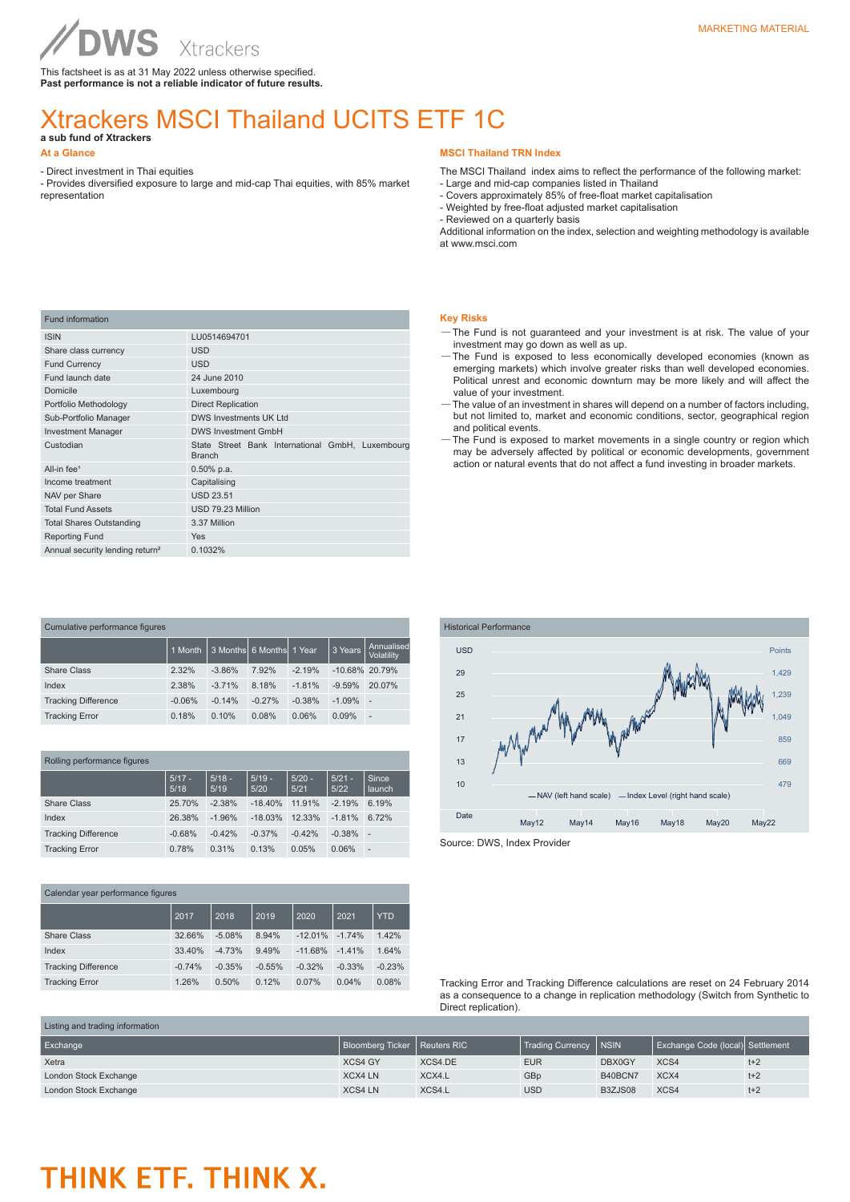DWS Xtrackers

MARKETING MATERIAL

This factsheet is as at 31 May 2022 unless otherwise specified.
**Past performance is not a reliable indicator of future results.**

# Xtrackers MSCI Thailand UCITS ETF 1C

**a sub fund of Xtrackers**

## At a Glance

- Direct investment in Thai equities
- Provides diversified exposure to large and mid-cap Thai equities, with 85% market representation

## MSCI Thailand TRN Index

The MSCI Thailand index aims to reflect the performance of the following market:
- Large and mid-cap companies listed in Thailand
- Covers approximately 85% of free-float market capitalisation
- Weighted by free-float adjusted market capitalisation
- Reviewed on a quarterly basis

Additional information on the index, selection and weighting methodology is available at www.msci.com

| Fund information | |
|---|---|
| ISIN | LU0514694701 |
| Share class currency | USD |
| Fund Currency | USD |
| Fund launch date | 24 June 2010 |
| Domicile | Luxembourg |
| Portfolio Methodology | Direct Replication |
| Sub-Portfolio Manager | DWS Investments UK Ltd |
| Investment Manager | DWS Investment GmbH |
| Custodian | State Street Bank International GmbH, Luxembourg Branch |
| All-in fee[1] | 0.50% p.a. |
| Income treatment | Capitalising |
| NAV per Share | USD 23.51 |
| Total Fund Assets | USD 79.23 Million |
| Total Shares Outstanding | 3.37 Million |
| Reporting Fund | Yes |
| Annual security lending return[2] | 0.1032% |

## Key Risks

- The Fund is not guaranteed and your investment is at risk. The value of your investment may go down as well as up.
- The Fund is exposed to less economically developed economies (known as emerging markets) which involve greater risks than well developed economies. Political unrest and economic downturn may be more likely and will affect the value of your investment.
- The value of an investment in shares will depend on a number of factors including, but not limited to, market and economic conditions, sector, geographical region and political events.
- The Fund is exposed to market movements in a single country or region which may be adversely affected by political or economic developments, government action or natural events that do not affect a fund investing in broader markets.

### Cumulative performance figures

| | 1 Month | 3 Months | 6 Months | 1 Year | 3 Years | Annualised Volatility |
|---|---|---|---|---|---|---|
| Share Class | 2.32% | -3.86% | 7.92% | -2.19% | -10.68% | 20.79% |
| Index | 2.38% | -3.71% | 8.18% | -1.81% | -9.59% | 20.07% |
| Tracking Difference | -0.06% | -0.14% | -0.27% | -0.38% | -1.09% | - |
| Tracking Error | 0.18% | 0.10% | 0.08% | 0.06% | 0.09% | - |

### Historical Performance

| USD | Points |
|---|---|
| 29 | 1,429 |
| 25 | 1,239 |
| 21 | 1,049 |
| 17 | 859 |
| 13 | 669 |
| 10 | 479 |

— NAV (left hand scale) — Index Level (right hand scale)

Date: May12, May14, May16, May18, May20, May22

Source: DWS, Index Provider

### Rolling performance figures

| | 5/17 - 5/18 | 5/18 - 5/19 | 5/19 - 5/20 | 5/20 - 5/21 | 5/21 - 5/22 | Since launch |
|---|---|---|---|---|---|---|
| Share Class | 25.70% | -2.38% | -18.40% | 11.91% | -2.19% | 6.19% |
| Index | 26.38% | -1.96% | -18.03% | 12.33% | -1.81% | 6.72% |
| Tracking Difference | -0.68% | -0.42% | -0.37% | -0.42% | -0.38% | - |
| Tracking Error | 0.78% | 0.31% | 0.13% | 0.05% | 0.06% | - |

### Calendar year performance figures

| | 2017 | 2018 | 2019 | 2020 | 2021 | YTD |
|---|---|---|---|---|---|---|
| Share Class | 32.66% | -5.08% | 8.94% | -12.01% | -1.74% | 1.42% |
| Index | 33.40% | -4.73% | 9.49% | -11.68% | -1.41% | 1.64% |
| Tracking Difference | -0.74% | -0.35% | -0.55% | -0.32% | -0.33% | -0.23% |
| Tracking Error | 1.26% | 0.50% | 0.12% | 0.07% | 0.04% | 0.08% |

Tracking Error and Tracking Difference calculations are reset on 24 February 2014 as a consequence to a change in replication methodology (Switch from Synthetic to Direct replication).

### Listing and trading information

| Exchange | Bloomberg Ticker | Reuters RIC | Trading Currency | NSIN | Exchange Code (local) | Settlement |
|---|---|---|---|---|---|---|
| Xetra | XCS4 GY | XCS4.DE | EUR | DBX0GY | XCS4 | t+2 |
| London Stock Exchange | XCX4 LN | XCX4.L | GBp | B40BCN7 | XCX4 | t+2 |
| London Stock Exchange | XCS4 LN | XCS4.L | USD | B3ZJS08 | XCS4 | t+2 |

**THINK ETF. THINK X.**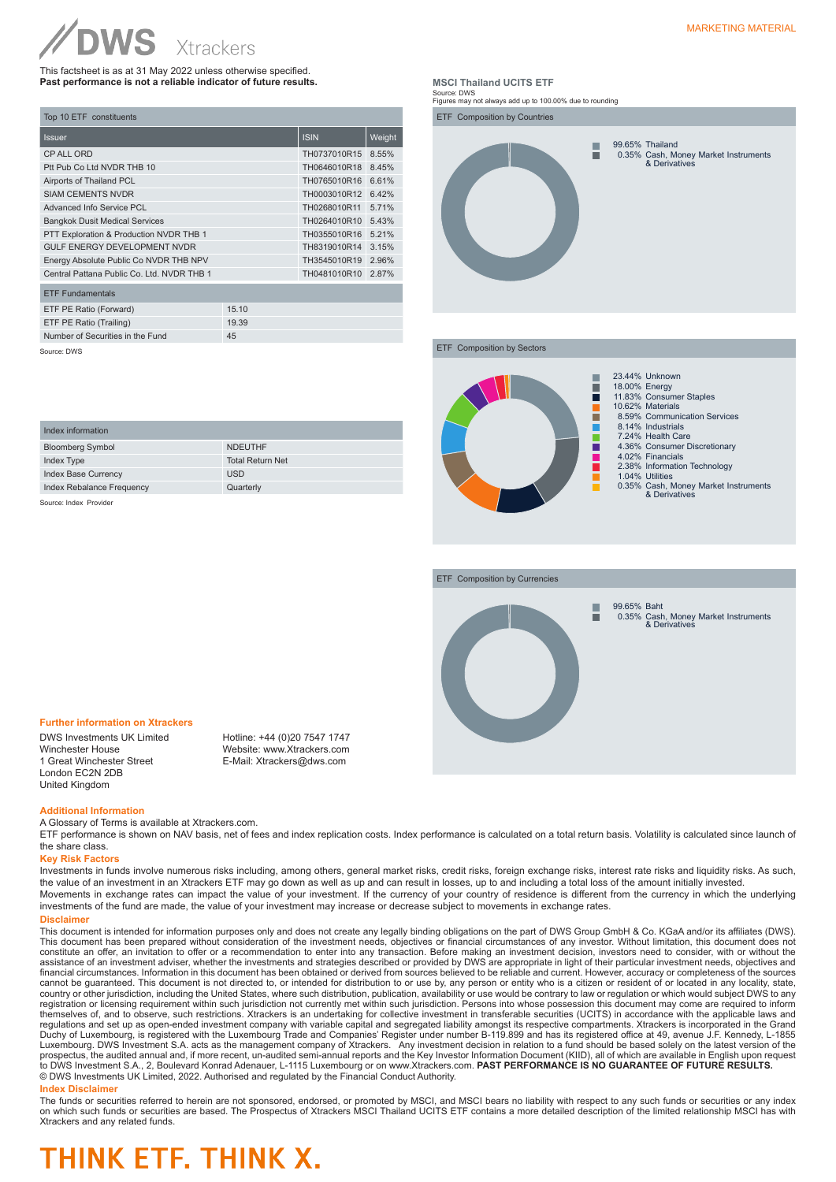This factsheet is as at 31 May 2022 unless otherwise specified.
**Past performance is not a reliable indicator of future results.**

MARKETING MATERIAL

## MSCI Thailand UCITS ETF

Source: DWS
Figures may not always add up to 100.00% due to rounding

### Top 10 ETF constituents

| Issuer | ISIN | Weight |
|---|---|---|
| CP ALL ORD | TH0737010R15 | 8.55% |
| Ptt Pub Co Ltd NVDR THB 10 | TH0646010R18 | 8.45% |
| Airports of Thailand PCL | TH0765010R16 | 6.61% |
| SIAM CEMENTS NVDR | TH0003010R12 | 6.42% |
| Advanced Info Service PCL | TH0268010R11 | 5.71% |
| Bangkok Dusit Medical Services | TH0264010R10 | 5.43% |
| PTT Exploration & Production NVDR THB 1 | TH0355010R16 | 5.21% |
| GULF ENERGY DEVELOPMENT NVDR | TH8319010R14 | 3.15% |
| Energy Absolute Public Co NVDR THB NPV | TH3545010R19 | 2.96% |
| Central Pattana Public Co. Ltd. NVDR THB 1 | TH0481010R10 | 2.87% |

### ETF Fundamentals

| | |
|---|---|
| ETF PE Ratio (Forward) | 15.10 |
| ETF PE Ratio (Trailing) | 19.39 |
| Number of Securities in the Fund | 45 |

Source: DWS

### ETF Composition by Countries

99.65% Thailand
0.35% Cash, Money Market Instruments & Derivatives

### ETF Composition by Sectors

23.44% Unknown
18.00% Energy
11.83% Consumer Staples
10.62% Materials
8.59% Communication Services
8.14% Industrials
7.24% Health Care
4.36% Consumer Discretionary
4.02% Financials
2.38% Information Technology
1.04% Utilities
0.35% Cash, Money Market Instruments & Derivatives

### Index information

| | |
|---|---|
| Bloomberg Symbol | NDEUTHF |
| Index Type | Total Return Net |
| Index Base Currency | USD |
| Index Rebalance Frequency | Quarterly |

Source: Index Provider

### ETF Composition by Currencies

99.65% Baht
0.35% Cash, Money Market Instruments & Derivatives

### Further information on Xtrackers

DWS Investments UK Limited
Winchester House
1 Great Winchester Street
London EC2N 2DB
United Kingdom

Hotline: +44 (0)20 7547 1747
Website: www.Xtrackers.com
E-Mail: Xtrackers@dws.com

### Additional Information

A Glossary of Terms is available at Xtrackers.com.

ETF performance is shown on NAV basis, net of fees and index replication costs. Index performance is calculated on a total return basis. Volatility is calculated since launch of the share class.

### Key Risk Factors

Investments in funds involve numerous risks including, among others, general market risks, credit risks, foreign exchange risks, interest rate risks and liquidity risks. As such, the value of an investment in an Xtrackers ETF may go down as well as up and can result in losses, up to and including a total loss of the amount initially invested.

Movements in exchange rates can impact the value of your investment. If the currency of your country of residence is different from the currency in which the underlying investments of the fund are made, the value of your investment may increase or decrease subject to movements in exchange rates.

### Disclaimer

This document is intended for information purposes only and does not create any legally binding obligations on the part of DWS Group GmbH & Co. KGaA and/or its affiliates (DWS). This document has been prepared without consideration of the investment needs, objectives or financial circumstances of any investor. Without limitation, this document does not constitute an offer, an invitation to offer or a recommendation to enter into any transaction. Before making an investment decision, investors need to consider, with or without the assistance of an investment adviser, whether the investments and strategies described or provided by DWS are appropriate in light of their particular investment needs, objectives and financial circumstances. Information in this document has been obtained or derived from sources believed to be reliable and current. However, accuracy or completeness of the sources cannot be guaranteed. This document is not directed to, or intended for distribution to or use by, any person or entity who is a citizen or resident of or located in any locality, state, country or other jurisdiction, including the United States, where such distribution, publication, availability or use would be contrary to law or regulation or which would subject DWS to any registration or licensing requirement within such jurisdiction not currently met within such jurisdiction. Persons into whose possession this document may come are required to inform themselves of, and to observe, such restrictions. Xtrackers is an undertaking for collective investment in transferable securities (UCITS) in accordance with the applicable laws and regulations and set up as open-ended investment company with variable capital and segregated liability amongst its respective compartments. Xtrackers is incorporated in the Grand Duchy of Luxembourg, is registered with the Luxembourg Trade and Companies' Register under number B-119.899 and has its registered office at 49, avenue J.F. Kennedy, L-1855 Luxembourg. DWS Investment S.A. acts as the management company of Xtrackers. Any investment decision in relation to a fund should be based solely on the latest version of the prospectus, the audited annual and, if more recent, un-audited semi-annual reports and the Key Investor Information Document (KIID), all of which are available in English upon request to DWS Investment S.A., 2, Boulevard Konrad Adenauer, L-1115 Luxembourg or on www.Xtrackers.com. **PAST PERFORMANCE IS NO GUARANTEE OF FUTURE RESULTS.**
© DWS Investments UK Limited, 2022. Authorised and regulated by the Financial Conduct Authority.

### Index Disclaimer

The funds or securities referred to herein are not sponsored, endorsed, or promoted by MSCI, and MSCI bears no liability with respect to any such funds or securities or any index on which such funds or securities are based. The Prospectus of Xtrackers MSCI Thailand UCITS ETF contains a more detailed description of the limited relationship MSCI has with Xtrackers and any related funds.

**THINK ETF. THINK X.**